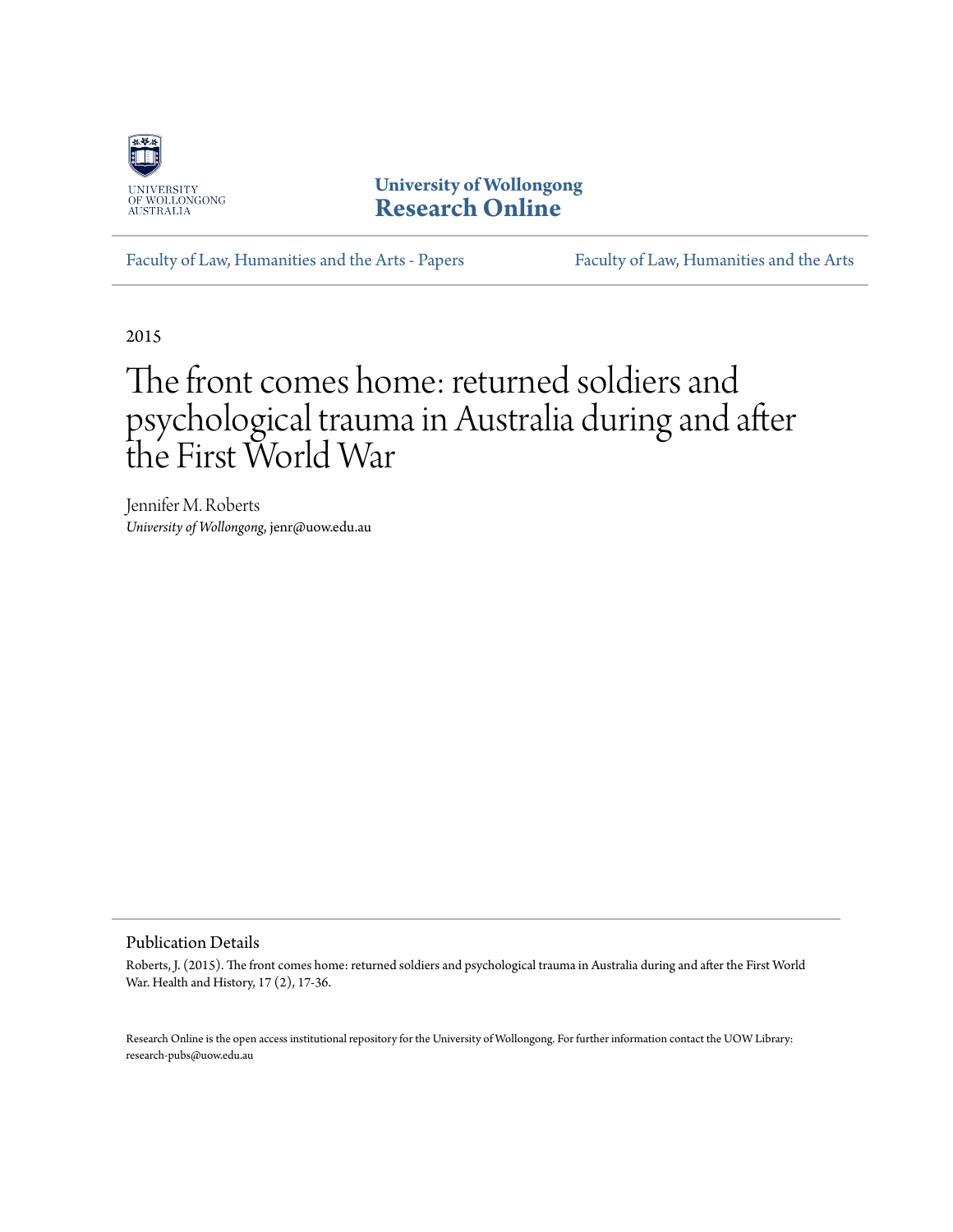UNIVERSITY OF WOLLONGONG AUSTRALIA

**University of Wollongong**
**Research Online**

Faculty of Law, Humanities and the Arts - Papers | Faculty of Law, Humanities and the Arts

2015

# The front comes home: returned soldiers and psychological trauma in Australia during and after the First World War

Jennifer M. Roberts
*University of Wollongong*, jenr@uow.edu.au

## Publication Details

Roberts, J. (2015). The front comes home: returned soldiers and psychological trauma in Australia during and after the First World War. Health and History, 17 (2), 17-36.

Research Online is the open access institutional repository for the University of Wollongong. For further information contact the UOW Library: research-pubs@uow.edu.au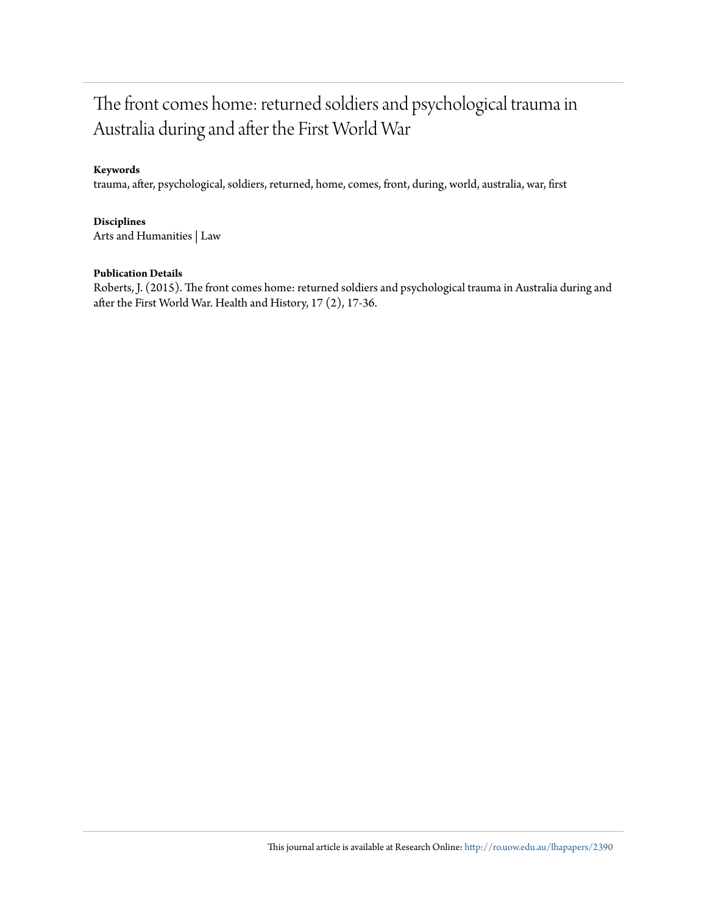# The front comes home: returned soldiers and psychological trauma in Australia during and after the First World War

**Keywords**

trauma, after, psychological, soldiers, returned, home, comes, front, during, world, australia, war, first

**Disciplines**

Arts and Humanities | Law

**Publication Details**

Roberts, J. (2015). The front comes home: returned soldiers and psychological trauma in Australia during and after the First World War. Health and History, 17 (2), 17-36.

This journal article is available at Research Online: http://ro.uow.edu.au/lhapapers/2390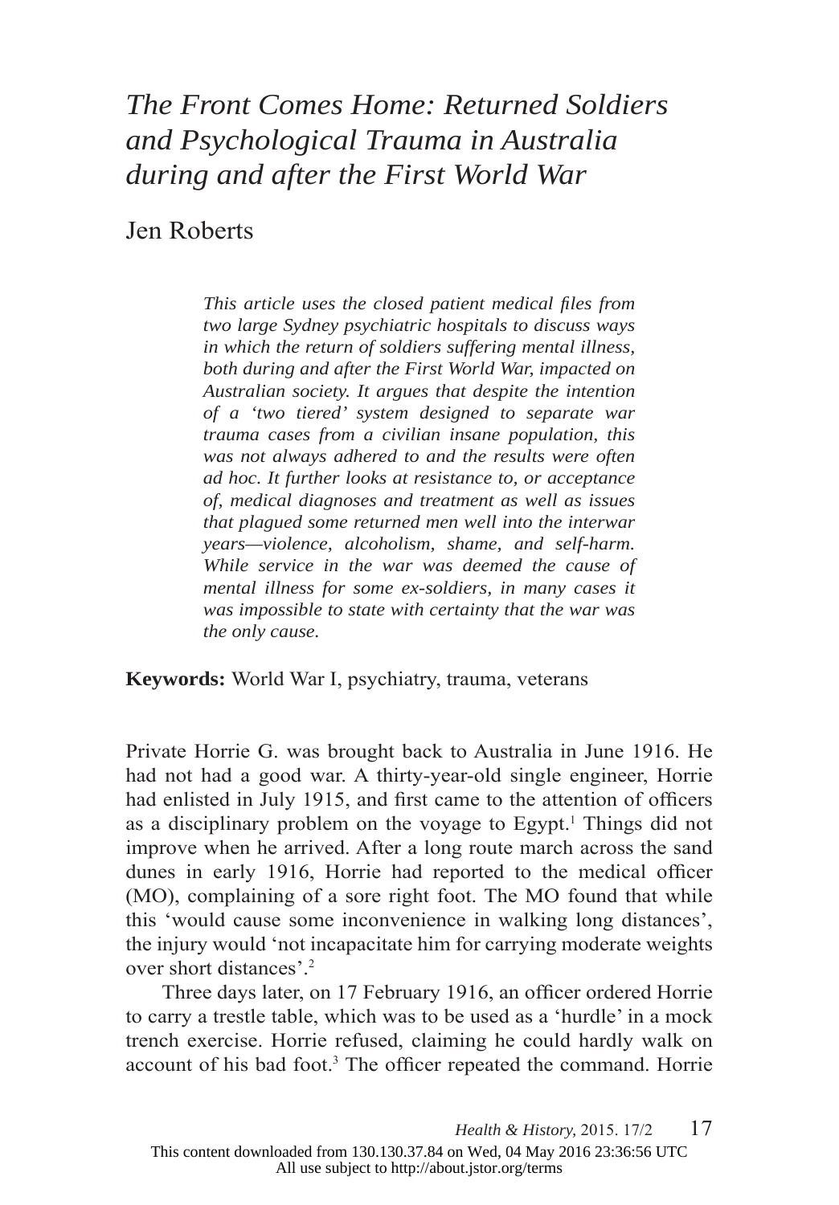# *The Front Comes Home: Returned Soldiers and Psychological Trauma in Australia during and after the First World War*

Jen Roberts

*This article uses the closed patient medical files from two large Sydney psychiatric hospitals to discuss ways in which the return of soldiers suffering mental illness, both during and after the First World War, impacted on Australian society. It argues that despite the intention of a 'two tiered' system designed to separate war trauma cases from a civilian insane population, this was not always adhered to and the results were often ad hoc. It further looks at resistance to, or acceptance of, medical diagnoses and treatment as well as issues that plagued some returned men well into the interwar years—violence, alcoholism, shame, and self-harm. While service in the war was deemed the cause of mental illness for some ex-soldiers, in many cases it was impossible to state with certainty that the war was the only cause.*

**Keywords:** World War I, psychiatry, trauma, veterans

Private Horrie G. was brought back to Australia in June 1916. He had not had a good war. A thirty-year-old single engineer, Horrie had enlisted in July 1915, and first came to the attention of officers as a disciplinary problem on the voyage to Egypt.[1] Things did not improve when he arrived. After a long route march across the sand dunes in early 1916, Horrie had reported to the medical officer (MO), complaining of a sore right foot. The MO found that while this 'would cause some inconvenience in walking long distances', the injury would 'not incapacitate him for carrying moderate weights over short distances'.[2]

Three days later, on 17 February 1916, an officer ordered Horrie to carry a trestle table, which was to be used as a 'hurdle' in a mock trench exercise. Horrie refused, claiming he could hardly walk on account of his bad foot.[3] The officer repeated the command. Horrie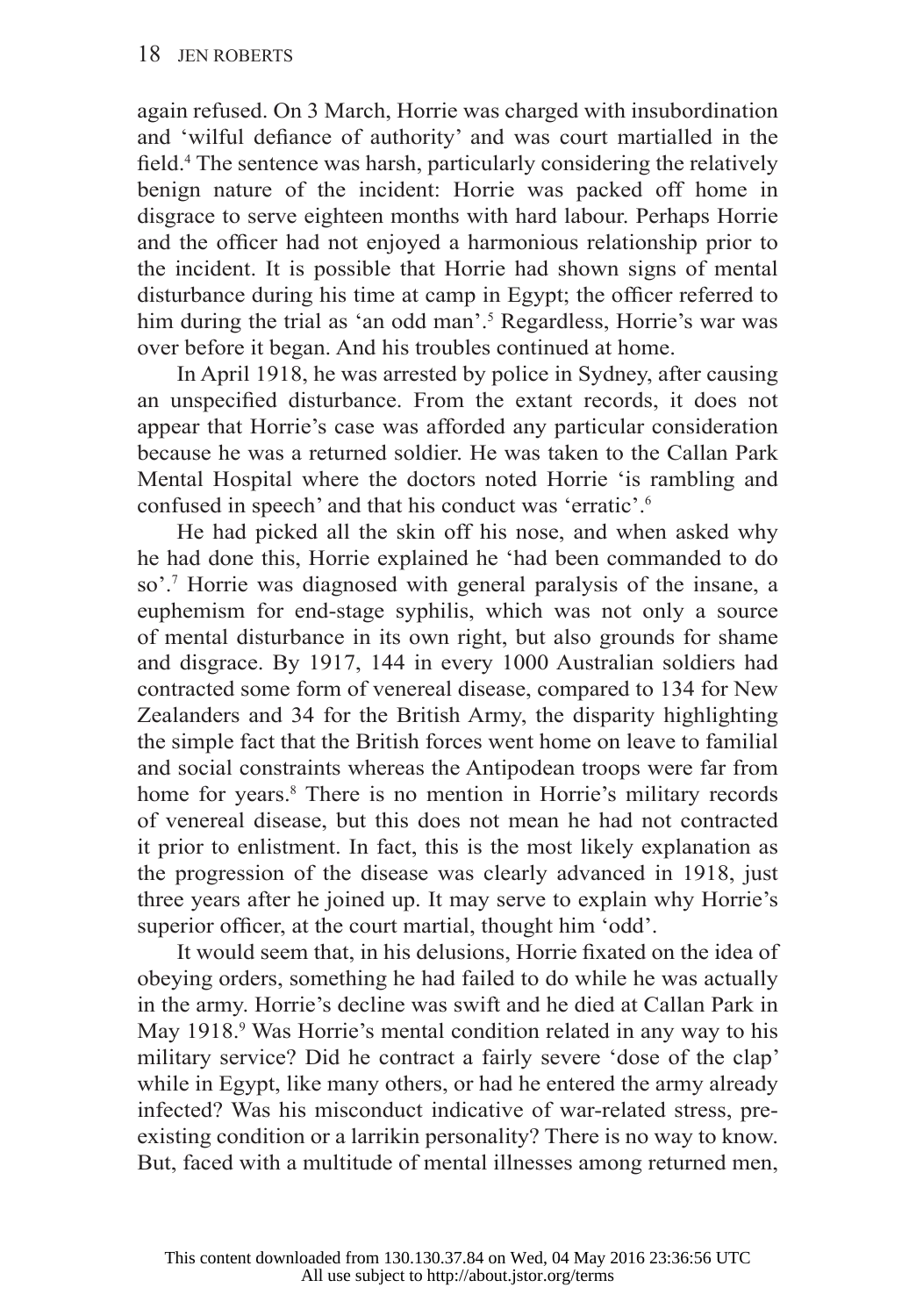again refused. On 3 March, Horrie was charged with insubordination and 'wilful defiance of authority' and was court martialled in the field.[4] The sentence was harsh, particularly considering the relatively benign nature of the incident: Horrie was packed off home in disgrace to serve eighteen months with hard labour. Perhaps Horrie and the officer had not enjoyed a harmonious relationship prior to the incident. It is possible that Horrie had shown signs of mental disturbance during his time at camp in Egypt; the officer referred to him during the trial as 'an odd man'.[5] Regardless, Horrie's war was over before it began. And his troubles continued at home.

In April 1918, he was arrested by police in Sydney, after causing an unspecified disturbance. From the extant records, it does not appear that Horrie's case was afforded any particular consideration because he was a returned soldier. He was taken to the Callan Park Mental Hospital where the doctors noted Horrie 'is rambling and confused in speech' and that his conduct was 'erratic'.[6]

He had picked all the skin off his nose, and when asked why he had done this, Horrie explained he 'had been commanded to do so'.[7] Horrie was diagnosed with general paralysis of the insane, a euphemism for end-stage syphilis, which was not only a source of mental disturbance in its own right, but also grounds for shame and disgrace. By 1917, 144 in every 1000 Australian soldiers had contracted some form of venereal disease, compared to 134 for New Zealanders and 34 for the British Army, the disparity highlighting the simple fact that the British forces went home on leave to familial and social constraints whereas the Antipodean troops were far from home for years.[8] There is no mention in Horrie's military records of venereal disease, but this does not mean he had not contracted it prior to enlistment. In fact, this is the most likely explanation as the progression of the disease was clearly advanced in 1918, just three years after he joined up. It may serve to explain why Horrie's superior officer, at the court martial, thought him 'odd'.

It would seem that, in his delusions, Horrie fixated on the idea of obeying orders, something he had failed to do while he was actually in the army. Horrie's decline was swift and he died at Callan Park in May 1918.[9] Was Horrie's mental condition related in any way to his military service? Did he contract a fairly severe 'dose of the clap' while in Egypt, like many others, or had he entered the army already infected? Was his misconduct indicative of war-related stress, pre-existing condition or a larrikin personality? There is no way to know. But, faced with a multitude of mental illnesses among returned men,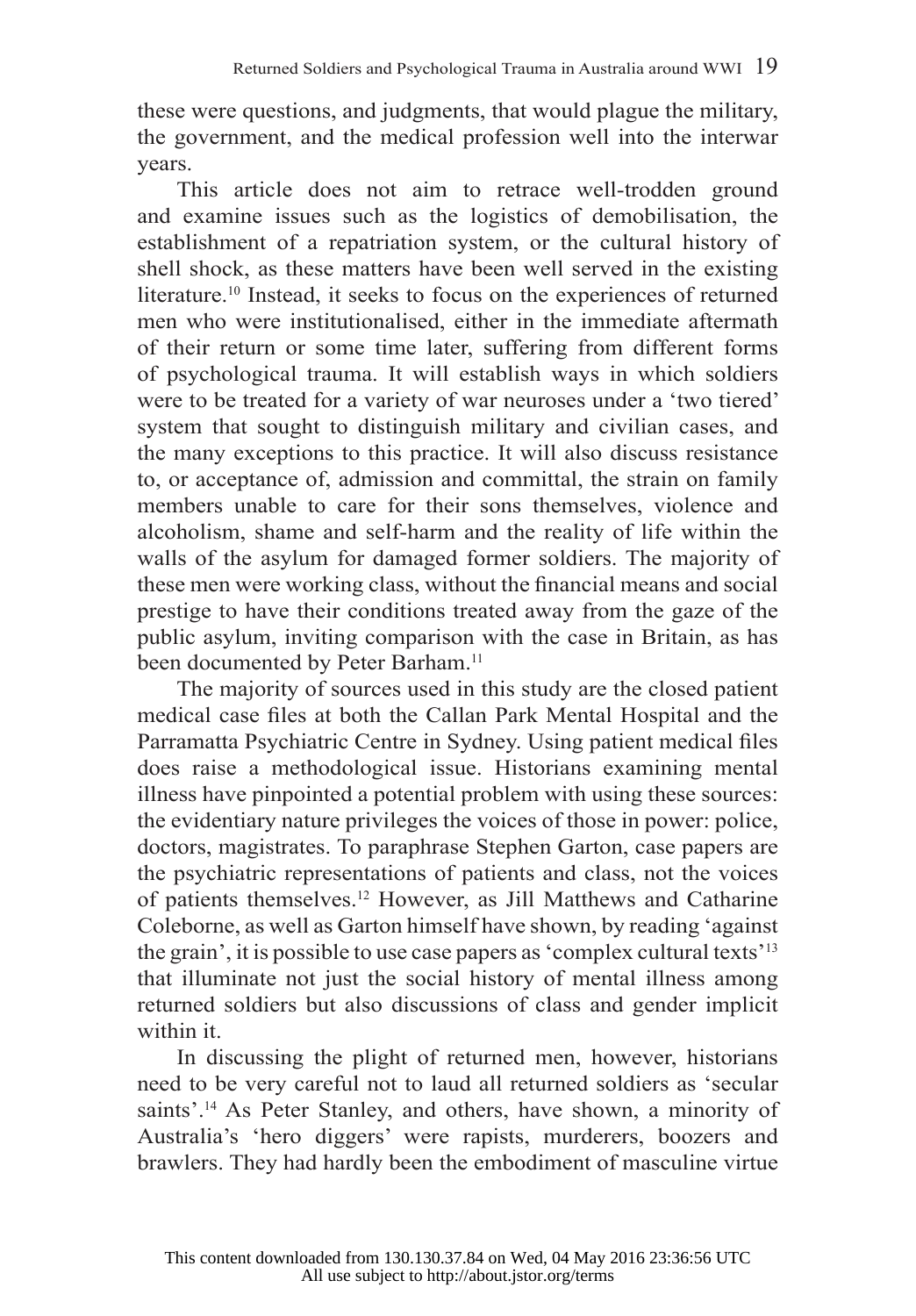these were questions, and judgments, that would plague the military, the government, and the medical profession well into the interwar years.

This article does not aim to retrace well-trodden ground and examine issues such as the logistics of demobilisation, the establishment of a repatriation system, or the cultural history of shell shock, as these matters have been well served in the existing literature.[10] Instead, it seeks to focus on the experiences of returned men who were institutionalised, either in the immediate aftermath of their return or some time later, suffering from different forms of psychological trauma. It will establish ways in which soldiers were to be treated for a variety of war neuroses under a 'two tiered' system that sought to distinguish military and civilian cases, and the many exceptions to this practice. It will also discuss resistance to, or acceptance of, admission and committal, the strain on family members unable to care for their sons themselves, violence and alcoholism, shame and self-harm and the reality of life within the walls of the asylum for damaged former soldiers. The majority of these men were working class, without the financial means and social prestige to have their conditions treated away from the gaze of the public asylum, inviting comparison with the case in Britain, as has been documented by Peter Barham.[11]

The majority of sources used in this study are the closed patient medical case files at both the Callan Park Mental Hospital and the Parramatta Psychiatric Centre in Sydney. Using patient medical files does raise a methodological issue. Historians examining mental illness have pinpointed a potential problem with using these sources: the evidentiary nature privileges the voices of those in power: police, doctors, magistrates. To paraphrase Stephen Garton, case papers are the psychiatric representations of patients and class, not the voices of patients themselves.[12] However, as Jill Matthews and Catharine Coleborne, as well as Garton himself have shown, by reading 'against the grain', it is possible to use case papers as 'complex cultural texts'[13] that illuminate not just the social history of mental illness among returned soldiers but also discussions of class and gender implicit within it.

In discussing the plight of returned men, however, historians need to be very careful not to laud all returned soldiers as 'secular saints'.[14] As Peter Stanley, and others, have shown, a minority of Australia's 'hero diggers' were rapists, murderers, boozers and brawlers. They had hardly been the embodiment of masculine virtue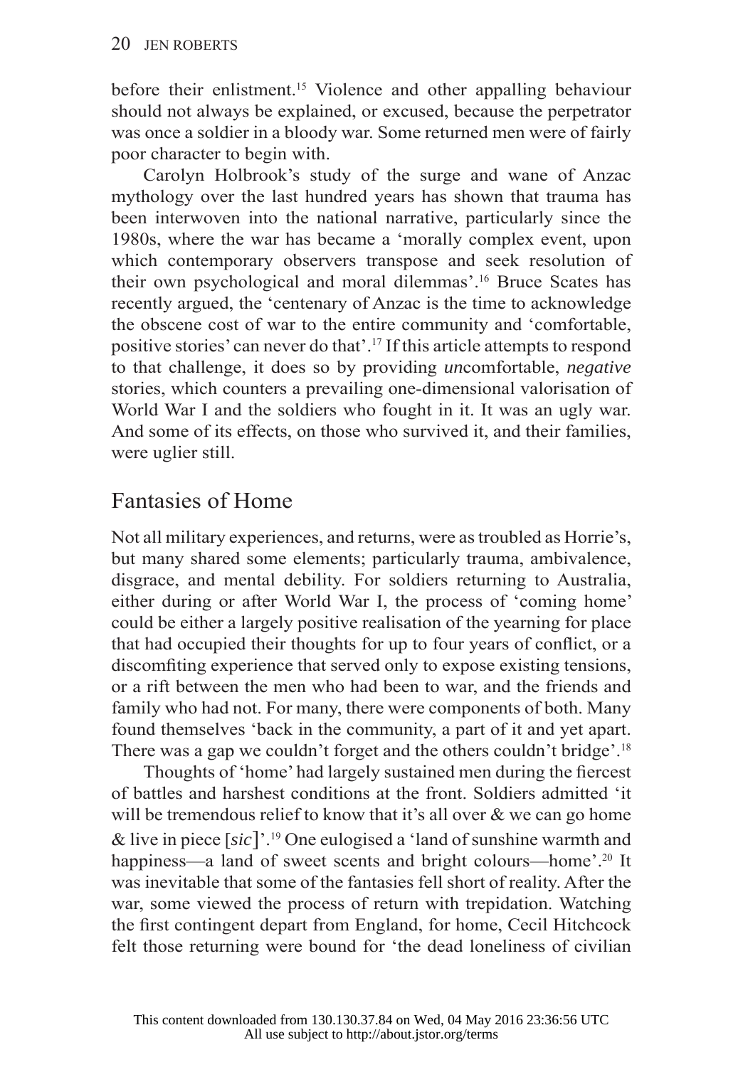before their enlistment.[15] Violence and other appalling behaviour should not always be explained, or excused, because the perpetrator was once a soldier in a bloody war. Some returned men were of fairly poor character to begin with.

Carolyn Holbrook's study of the surge and wane of Anzac mythology over the last hundred years has shown that trauma has been interwoven into the national narrative, particularly since the 1980s, where the war has became a 'morally complex event, upon which contemporary observers transpose and seek resolution of their own psychological and moral dilemmas'.[16] Bruce Scates has recently argued, the 'centenary of Anzac is the time to acknowledge the obscene cost of war to the entire community and 'comfortable, positive stories' can never do that'.[17] If this article attempts to respond to that challenge, it does so by providing *un*comfortable, *negative* stories, which counters a prevailing one-dimensional valorisation of World War I and the soldiers who fought in it. It was an ugly war. And some of its effects, on those who survived it, and their families, were uglier still.

## Fantasies of Home

Not all military experiences, and returns, were as troubled as Horrie's, but many shared some elements; particularly trauma, ambivalence, disgrace, and mental debility. For soldiers returning to Australia, either during or after World War I, the process of 'coming home' could be either a largely positive realisation of the yearning for place that had occupied their thoughts for up to four years of conflict, or a discomfiting experience that served only to expose existing tensions, or a rift between the men who had been to war, and the friends and family who had not. For many, there were components of both. Many found themselves 'back in the community, a part of it and yet apart. There was a gap we couldn't forget and the others couldn't bridge'.[18]

Thoughts of 'home' had largely sustained men during the fiercest of battles and harshest conditions at the front. Soldiers admitted 'it will be tremendous relief to know that it's all over & we can go home & live in piece [*sic*]'.[19] One eulogised a 'land of sunshine warmth and happiness—a land of sweet scents and bright colours—home'.[20] It was inevitable that some of the fantasies fell short of reality. After the war, some viewed the process of return with trepidation. Watching the first contingent depart from England, for home, Cecil Hitchcock felt those returning were bound for 'the dead loneliness of civilian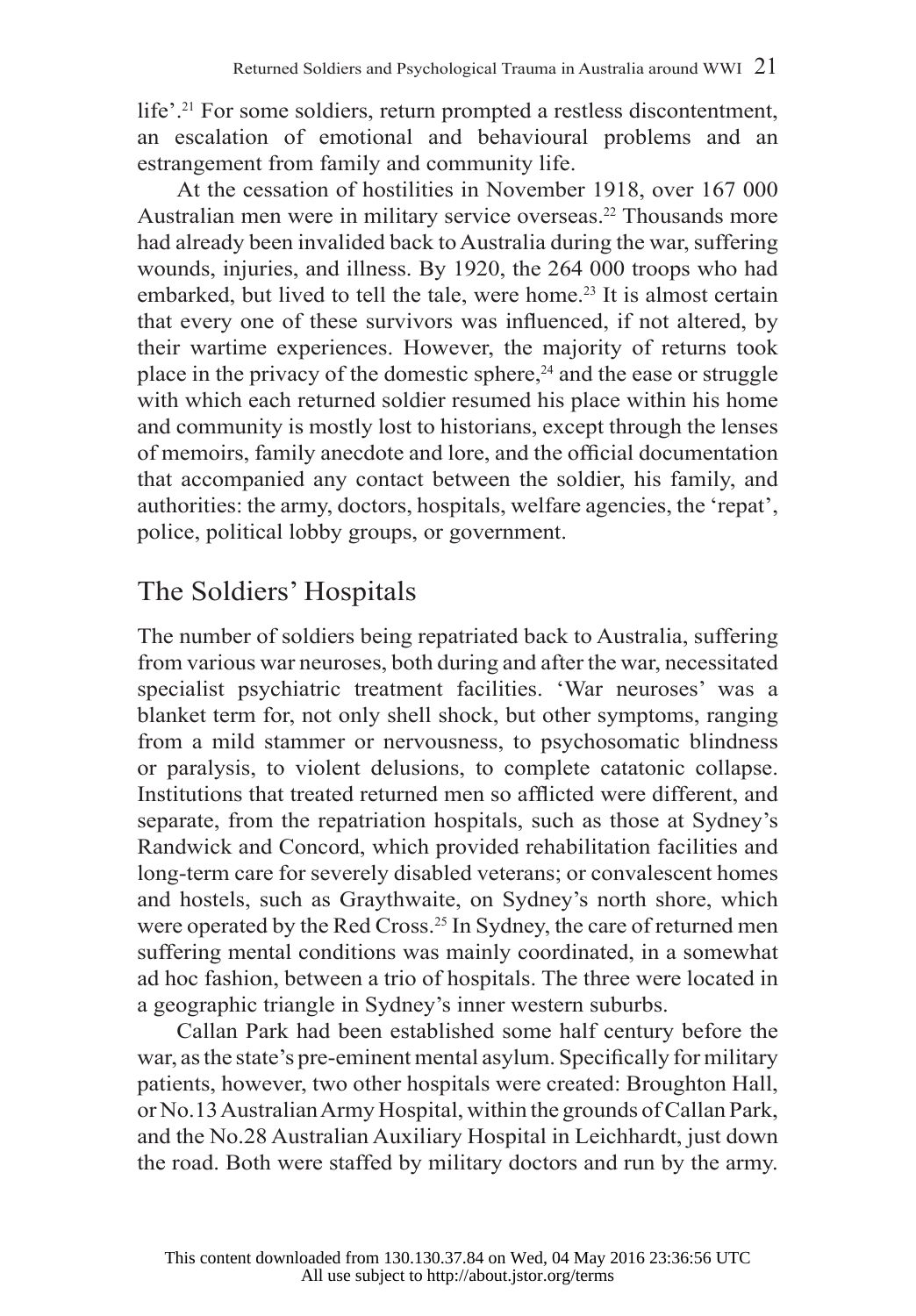life'.[21] For some soldiers, return prompted a restless discontentment, an escalation of emotional and behavioural problems and an estrangement from family and community life.

At the cessation of hostilities in November 1918, over 167 000 Australian men were in military service overseas.[22] Thousands more had already been invalided back to Australia during the war, suffering wounds, injuries, and illness. By 1920, the 264 000 troops who had embarked, but lived to tell the tale, were home.[23] It is almost certain that every one of these survivors was influenced, if not altered, by their wartime experiences. However, the majority of returns took place in the privacy of the domestic sphere,[24] and the ease or struggle with which each returned soldier resumed his place within his home and community is mostly lost to historians, except through the lenses of memoirs, family anecdote and lore, and the official documentation that accompanied any contact between the soldier, his family, and authorities: the army, doctors, hospitals, welfare agencies, the 'repat', police, political lobby groups, or government.

## The Soldiers' Hospitals

The number of soldiers being repatriated back to Australia, suffering from various war neuroses, both during and after the war, necessitated specialist psychiatric treatment facilities. 'War neuroses' was a blanket term for, not only shell shock, but other symptoms, ranging from a mild stammer or nervousness, to psychosomatic blindness or paralysis, to violent delusions, to complete catatonic collapse. Institutions that treated returned men so afflicted were different, and separate, from the repatriation hospitals, such as those at Sydney's Randwick and Concord, which provided rehabilitation facilities and long-term care for severely disabled veterans; or convalescent homes and hostels, such as Graythwaite, on Sydney's north shore, which were operated by the Red Cross.[25] In Sydney, the care of returned men suffering mental conditions was mainly coordinated, in a somewhat ad hoc fashion, between a trio of hospitals. The three were located in a geographic triangle in Sydney's inner western suburbs.

Callan Park had been established some half century before the war, as the state's pre-eminent mental asylum. Specifically for military patients, however, two other hospitals were created: Broughton Hall, or No.13 Australian Army Hospital, within the grounds of Callan Park, and the No.28 Australian Auxiliary Hospital in Leichhardt, just down the road. Both were staffed by military doctors and run by the army.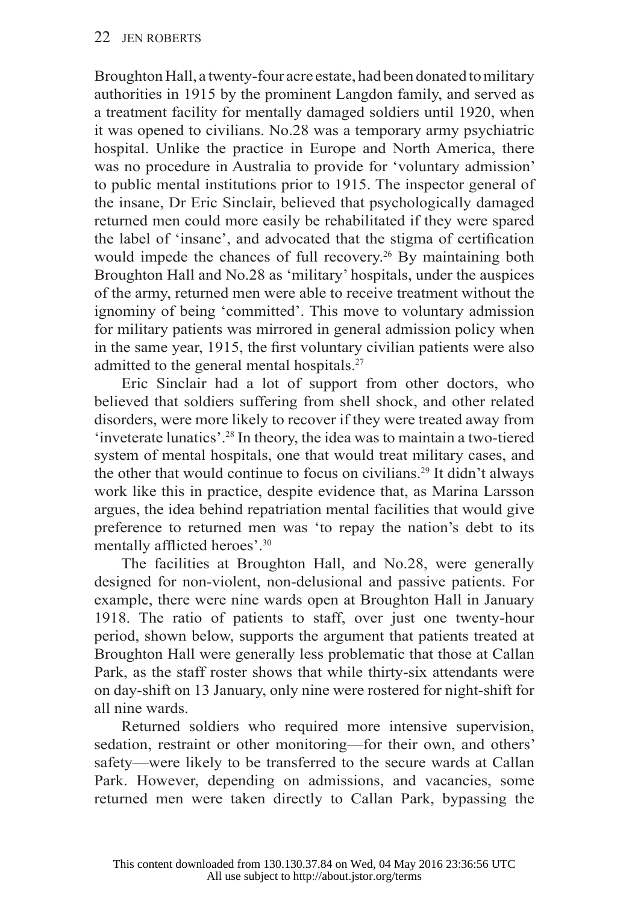Broughton Hall, a twenty-four acre estate, had been donated to military authorities in 1915 by the prominent Langdon family, and served as a treatment facility for mentally damaged soldiers until 1920, when it was opened to civilians. No.28 was a temporary army psychiatric hospital. Unlike the practice in Europe and North America, there was no procedure in Australia to provide for 'voluntary admission' to public mental institutions prior to 1915. The inspector general of the insane, Dr Eric Sinclair, believed that psychologically damaged returned men could more easily be rehabilitated if they were spared the label of 'insane', and advocated that the stigma of certification would impede the chances of full recovery.[26] By maintaining both Broughton Hall and No.28 as 'military' hospitals, under the auspices of the army, returned men were able to receive treatment without the ignominy of being 'committed'. This move to voluntary admission for military patients was mirrored in general admission policy when in the same year, 1915, the first voluntary civilian patients were also admitted to the general mental hospitals.[27]

Eric Sinclair had a lot of support from other doctors, who believed that soldiers suffering from shell shock, and other related disorders, were more likely to recover if they were treated away from 'inveterate lunatics'.[28] In theory, the idea was to maintain a two-tiered system of mental hospitals, one that would treat military cases, and the other that would continue to focus on civilians.[29] It didn't always work like this in practice, despite evidence that, as Marina Larsson argues, the idea behind repatriation mental facilities that would give preference to returned men was 'to repay the nation's debt to its mentally afflicted heroes'.[30]

The facilities at Broughton Hall, and No.28, were generally designed for non-violent, non-delusional and passive patients. For example, there were nine wards open at Broughton Hall in January 1918. The ratio of patients to staff, over just one twenty-hour period, shown below, supports the argument that patients treated at Broughton Hall were generally less problematic that those at Callan Park, as the staff roster shows that while thirty-six attendants were on day-shift on 13 January, only nine were rostered for night-shift for all nine wards.

Returned soldiers who required more intensive supervision, sedation, restraint or other monitoring—for their own, and others' safety—were likely to be transferred to the secure wards at Callan Park. However, depending on admissions, and vacancies, some returned men were taken directly to Callan Park, bypassing the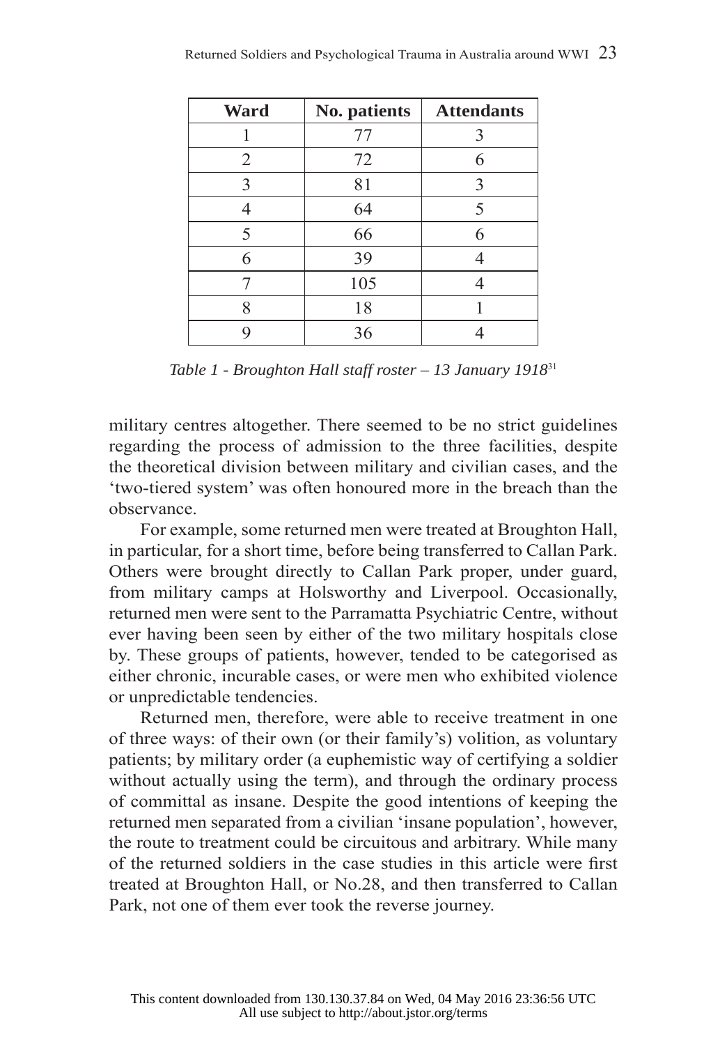| Ward | No. patients | Attendants |
|---|---|---|
| 1 | 77 | 3 |
| 2 | 72 | 6 |
| 3 | 81 | 3 |
| 4 | 64 | 5 |
| 5 | 66 | 6 |
| 6 | 39 | 4 |
| 7 | 105 | 4 |
| 8 | 18 | 1 |
| 9 | 36 | 4 |

*Table 1 - Broughton Hall staff roster – 13 January 1918*[31]

military centres altogether. There seemed to be no strict guidelines regarding the process of admission to the three facilities, despite the theoretical division between military and civilian cases, and the 'two-tiered system' was often honoured more in the breach than the observance.

For example, some returned men were treated at Broughton Hall, in particular, for a short time, before being transferred to Callan Park. Others were brought directly to Callan Park proper, under guard, from military camps at Holsworthy and Liverpool. Occasionally, returned men were sent to the Parramatta Psychiatric Centre, without ever having been seen by either of the two military hospitals close by. These groups of patients, however, tended to be categorised as either chronic, incurable cases, or were men who exhibited violence or unpredictable tendencies.

Returned men, therefore, were able to receive treatment in one of three ways: of their own (or their family's) volition, as voluntary patients; by military order (a euphemistic way of certifying a soldier without actually using the term), and through the ordinary process of committal as insane. Despite the good intentions of keeping the returned men separated from a civilian 'insane population', however, the route to treatment could be circuitous and arbitrary. While many of the returned soldiers in the case studies in this article were first treated at Broughton Hall, or No.28, and then transferred to Callan Park, not one of them ever took the reverse journey.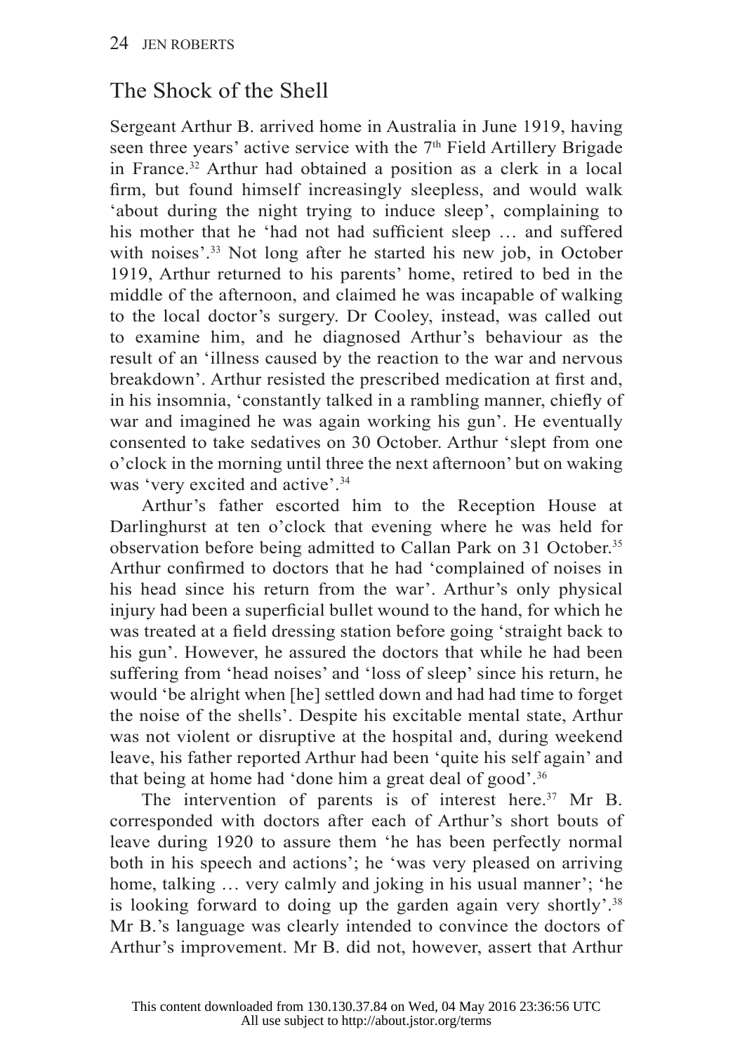## The Shock of the Shell

Sergeant Arthur B. arrived home in Australia in June 1919, having seen three years' active service with the 7th Field Artillery Brigade in France.[32] Arthur had obtained a position as a clerk in a local firm, but found himself increasingly sleepless, and would walk 'about during the night trying to induce sleep', complaining to his mother that he 'had not had sufficient sleep … and suffered with noises'.[33] Not long after he started his new job, in October 1919, Arthur returned to his parents' home, retired to bed in the middle of the afternoon, and claimed he was incapable of walking to the local doctor's surgery. Dr Cooley, instead, was called out to examine him, and he diagnosed Arthur's behaviour as the result of an 'illness caused by the reaction to the war and nervous breakdown'. Arthur resisted the prescribed medication at first and, in his insomnia, 'constantly talked in a rambling manner, chiefly of war and imagined he was again working his gun'. He eventually consented to take sedatives on 30 October. Arthur 'slept from one o'clock in the morning until three the next afternoon' but on waking was 'very excited and active'.[34]

Arthur's father escorted him to the Reception House at Darlinghurst at ten o'clock that evening where he was held for observation before being admitted to Callan Park on 31 October.[35] Arthur confirmed to doctors that he had 'complained of noises in his head since his return from the war'. Arthur's only physical injury had been a superficial bullet wound to the hand, for which he was treated at a field dressing station before going 'straight back to his gun'. However, he assured the doctors that while he had been suffering from 'head noises' and 'loss of sleep' since his return, he would 'be alright when [he] settled down and had had time to forget the noise of the shells'. Despite his excitable mental state, Arthur was not violent or disruptive at the hospital and, during weekend leave, his father reported Arthur had been 'quite his self again' and that being at home had 'done him a great deal of good'.[36]

The intervention of parents is of interest here.[37] Mr B. corresponded with doctors after each of Arthur's short bouts of leave during 1920 to assure them 'he has been perfectly normal both in his speech and actions'; he 'was very pleased on arriving home, talking … very calmly and joking in his usual manner'; 'he is looking forward to doing up the garden again very shortly'.[38] Mr B.'s language was clearly intended to convince the doctors of Arthur's improvement. Mr B. did not, however, assert that Arthur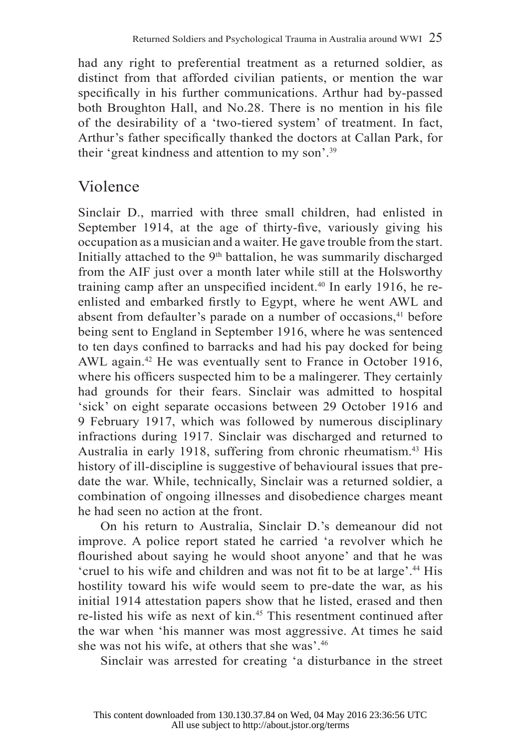had any right to preferential treatment as a returned soldier, as distinct from that afforded civilian patients, or mention the war specifically in his further communications. Arthur had by-passed both Broughton Hall, and No.28. There is no mention in his file of the desirability of a 'two-tiered system' of treatment. In fact, Arthur's father specifically thanked the doctors at Callan Park, for their 'great kindness and attention to my son'.[39]

## Violence

Sinclair D., married with three small children, had enlisted in September 1914, at the age of thirty-five, variously giving his occupation as a musician and a waiter. He gave trouble from the start. Initially attached to the 9th battalion, he was summarily discharged from the AIF just over a month later while still at the Holsworthy training camp after an unspecified incident.[40] In early 1916, he re-enlisted and embarked firstly to Egypt, where he went AWL and absent from defaulter's parade on a number of occasions,[41] before being sent to England in September 1916, where he was sentenced to ten days confined to barracks and had his pay docked for being AWL again.[42] He was eventually sent to France in October 1916, where his officers suspected him to be a malingerer. They certainly had grounds for their fears. Sinclair was admitted to hospital 'sick' on eight separate occasions between 29 October 1916 and 9 February 1917, which was followed by numerous disciplinary infractions during 1917. Sinclair was discharged and returned to Australia in early 1918, suffering from chronic rheumatism.[43] His history of ill-discipline is suggestive of behavioural issues that pre-date the war. While, technically, Sinclair was a returned soldier, a combination of ongoing illnesses and disobedience charges meant he had seen no action at the front.

On his return to Australia, Sinclair D.'s demeanour did not improve. A police report stated he carried 'a revolver which he flourished about saying he would shoot anyone' and that he was 'cruel to his wife and children and was not fit to be at large'.[44] His hostility toward his wife would seem to pre-date the war, as his initial 1914 attestation papers show that he listed, erased and then re-listed his wife as next of kin.[45] This resentment continued after the war when 'his manner was most aggressive. At times he said she was not his wife, at others that she was'.[46]

Sinclair was arrested for creating 'a disturbance in the street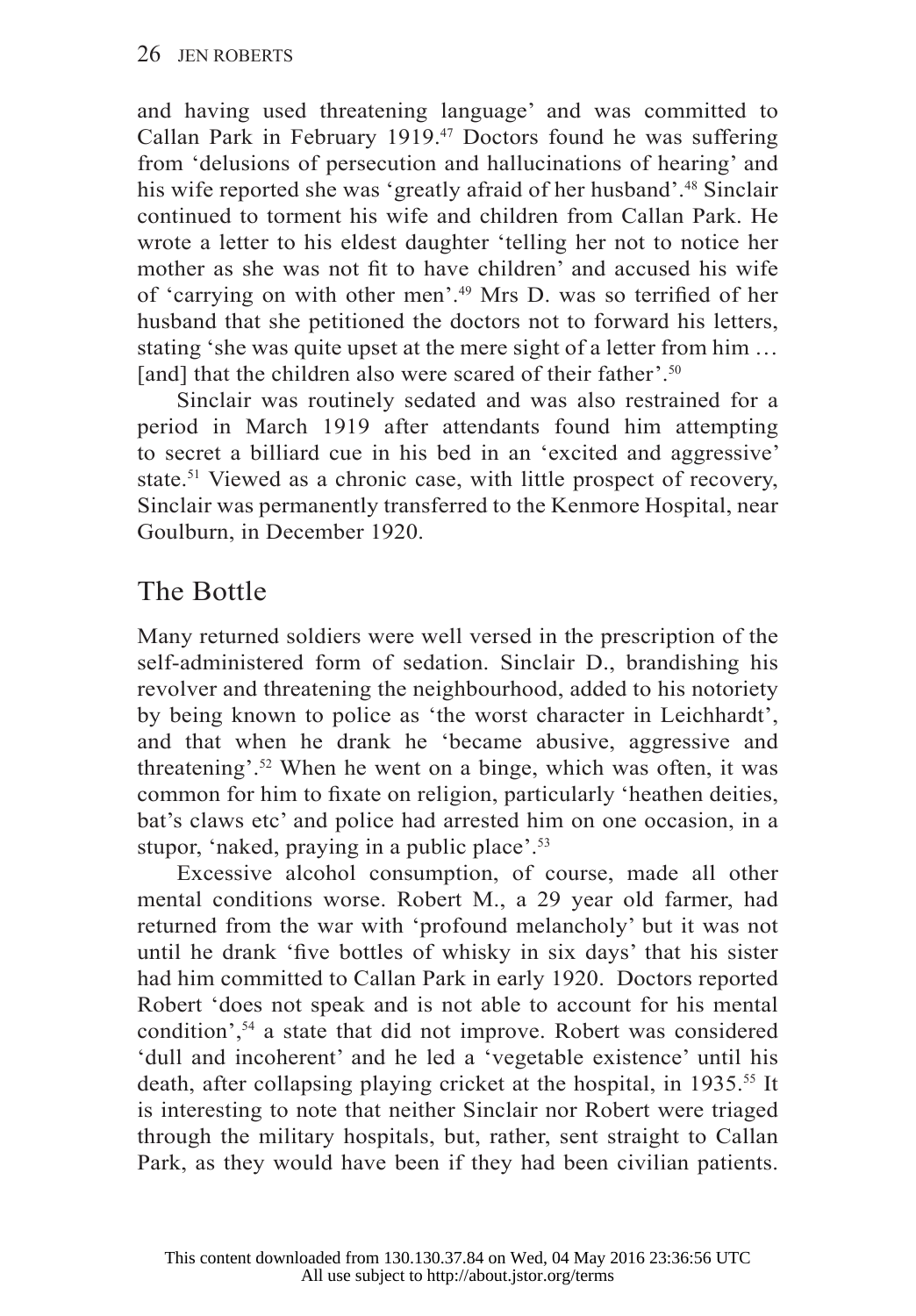and having used threatening language' and was committed to Callan Park in February 1919.[47] Doctors found he was suffering from 'delusions of persecution and hallucinations of hearing' and his wife reported she was 'greatly afraid of her husband'.[48] Sinclair continued to torment his wife and children from Callan Park. He wrote a letter to his eldest daughter 'telling her not to notice her mother as she was not fit to have children' and accused his wife of 'carrying on with other men'.[49] Mrs D. was so terrified of her husband that she petitioned the doctors not to forward his letters, stating 'she was quite upset at the mere sight of a letter from him … [and] that the children also were scared of their father'.[50]

Sinclair was routinely sedated and was also restrained for a period in March 1919 after attendants found him attempting to secret a billiard cue in his bed in an 'excited and aggressive' state.[51] Viewed as a chronic case, with little prospect of recovery, Sinclair was permanently transferred to the Kenmore Hospital, near Goulburn, in December 1920.

## The Bottle

Many returned soldiers were well versed in the prescription of the self-administered form of sedation. Sinclair D., brandishing his revolver and threatening the neighbourhood, added to his notoriety by being known to police as 'the worst character in Leichhardt', and that when he drank he 'became abusive, aggressive and threatening'.[52] When he went on a binge, which was often, it was common for him to fixate on religion, particularly 'heathen deities, bat's claws etc' and police had arrested him on one occasion, in a stupor, 'naked, praying in a public place'.[53]

Excessive alcohol consumption, of course, made all other mental conditions worse. Robert M., a 29 year old farmer, had returned from the war with 'profound melancholy' but it was not until he drank 'five bottles of whisky in six days' that his sister had him committed to Callan Park in early 1920. Doctors reported Robert 'does not speak and is not able to account for his mental condition',[54] a state that did not improve. Robert was considered 'dull and incoherent' and he led a 'vegetable existence' until his death, after collapsing playing cricket at the hospital, in 1935.[55] It is interesting to note that neither Sinclair nor Robert were triaged through the military hospitals, but, rather, sent straight to Callan Park, as they would have been if they had been civilian patients.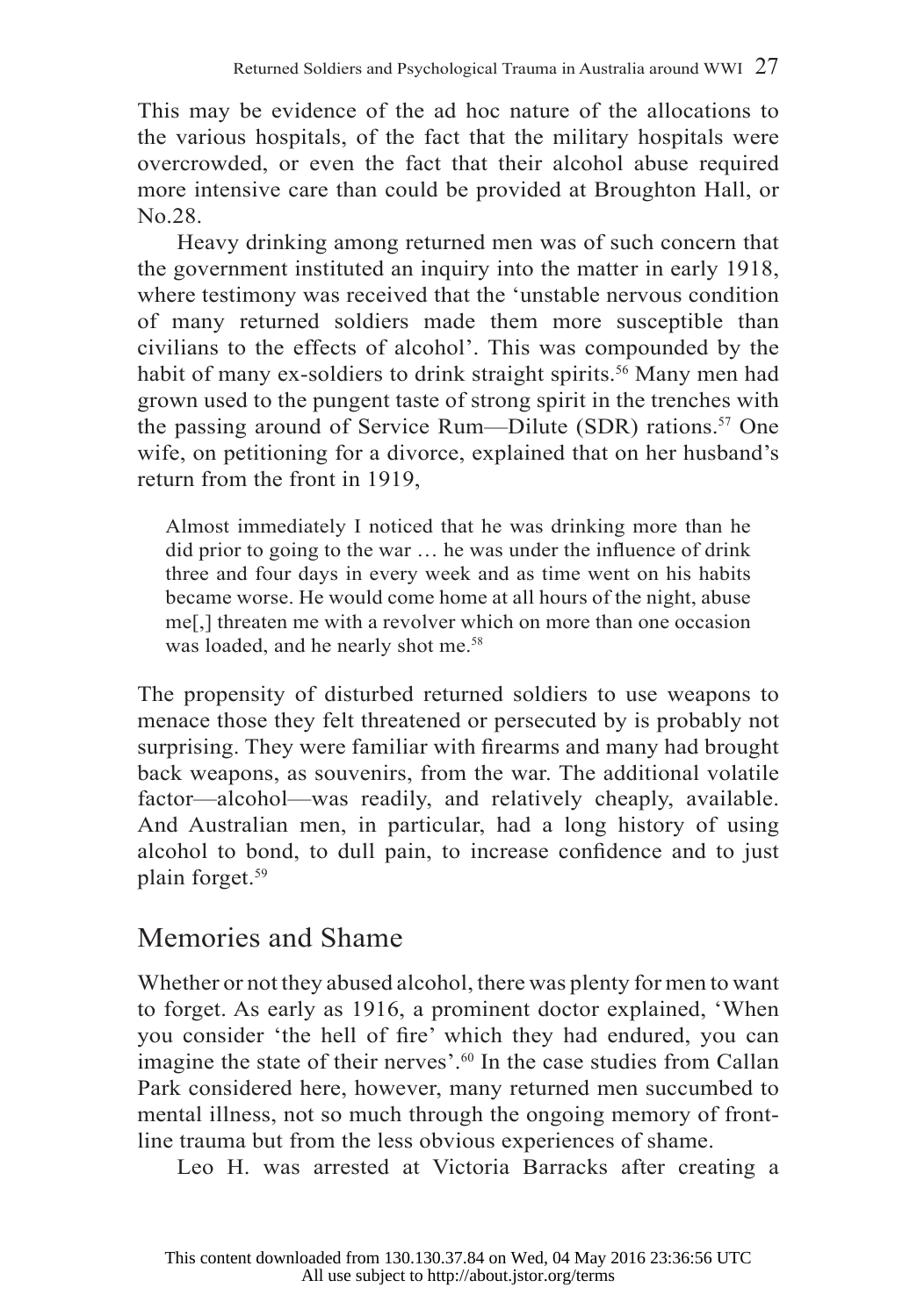This may be evidence of the ad hoc nature of the allocations to the various hospitals, of the fact that the military hospitals were overcrowded, or even the fact that their alcohol abuse required more intensive care than could be provided at Broughton Hall, or No.28.

Heavy drinking among returned men was of such concern that the government instituted an inquiry into the matter in early 1918, where testimony was received that the 'unstable nervous condition of many returned soldiers made them more susceptible than civilians to the effects of alcohol'. This was compounded by the habit of many ex-soldiers to drink straight spirits.[56] Many men had grown used to the pungent taste of strong spirit in the trenches with the passing around of Service Rum—Dilute (SDR) rations.[57] One wife, on petitioning for a divorce, explained that on her husband's return from the front in 1919,

> Almost immediately I noticed that he was drinking more than he did prior to going to the war … he was under the influence of drink three and four days in every week and as time went on his habits became worse. He would come home at all hours of the night, abuse me[,] threaten me with a revolver which on more than one occasion was loaded, and he nearly shot me.[58]

The propensity of disturbed returned soldiers to use weapons to menace those they felt threatened or persecuted by is probably not surprising. They were familiar with firearms and many had brought back weapons, as souvenirs, from the war. The additional volatile factor—alcohol—was readily, and relatively cheaply, available. And Australian men, in particular, had a long history of using alcohol to bond, to dull pain, to increase confidence and to just plain forget.[59]

## Memories and Shame

Whether or not they abused alcohol, there was plenty for men to want to forget. As early as 1916, a prominent doctor explained, 'When you consider 'the hell of fire' which they had endured, you can imagine the state of their nerves'.[60] In the case studies from Callan Park considered here, however, many returned men succumbed to mental illness, not so much through the ongoing memory of front-line trauma but from the less obvious experiences of shame.

Leo H. was arrested at Victoria Barracks after creating a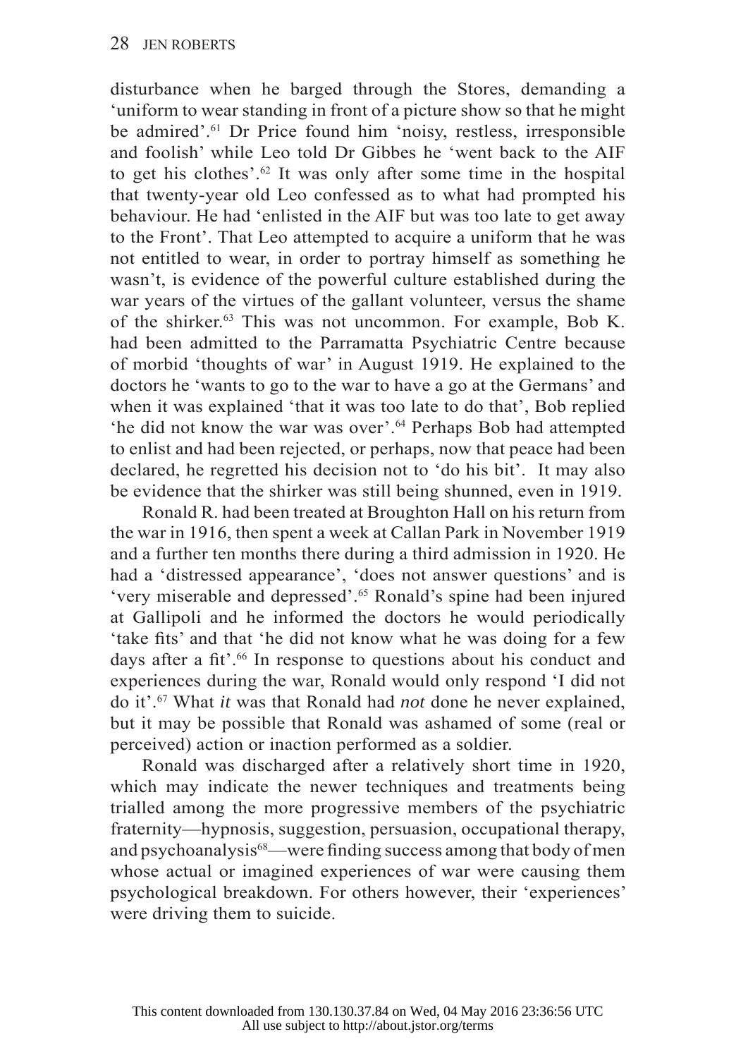disturbance when he barged through the Stores, demanding a 'uniform to wear standing in front of a picture show so that he might be admired'.[61] Dr Price found him 'noisy, restless, irresponsible and foolish' while Leo told Dr Gibbes he 'went back to the AIF to get his clothes'.[62] It was only after some time in the hospital that twenty-year old Leo confessed as to what had prompted his behaviour. He had 'enlisted in the AIF but was too late to get away to the Front'. That Leo attempted to acquire a uniform that he was not entitled to wear, in order to portray himself as something he wasn't, is evidence of the powerful culture established during the war years of the virtues of the gallant volunteer, versus the shame of the shirker.[63] This was not uncommon. For example, Bob K. had been admitted to the Parramatta Psychiatric Centre because of morbid 'thoughts of war' in August 1919. He explained to the doctors he 'wants to go to the war to have a go at the Germans' and when it was explained 'that it was too late to do that', Bob replied 'he did not know the war was over'.[64] Perhaps Bob had attempted to enlist and had been rejected, or perhaps, now that peace had been declared, he regretted his decision not to 'do his bit'. It may also be evidence that the shirker was still being shunned, even in 1919.

Ronald R. had been treated at Broughton Hall on his return from the war in 1916, then spent a week at Callan Park in November 1919 and a further ten months there during a third admission in 1920. He had a 'distressed appearance', 'does not answer questions' and is 'very miserable and depressed'.[65] Ronald's spine had been injured at Gallipoli and he informed the doctors he would periodically 'take fits' and that 'he did not know what he was doing for a few days after a fit'.[66] In response to questions about his conduct and experiences during the war, Ronald would only respond 'I did not do it'.[67] What *it* was that Ronald had *not* done he never explained, but it may be possible that Ronald was ashamed of some (real or perceived) action or inaction performed as a soldier.

Ronald was discharged after a relatively short time in 1920, which may indicate the newer techniques and treatments being trialled among the more progressive members of the psychiatric fraternity—hypnosis, suggestion, persuasion, occupational therapy, and psychoanalysis[68]—were finding success among that body of men whose actual or imagined experiences of war were causing them psychological breakdown. For others however, their 'experiences' were driving them to suicide.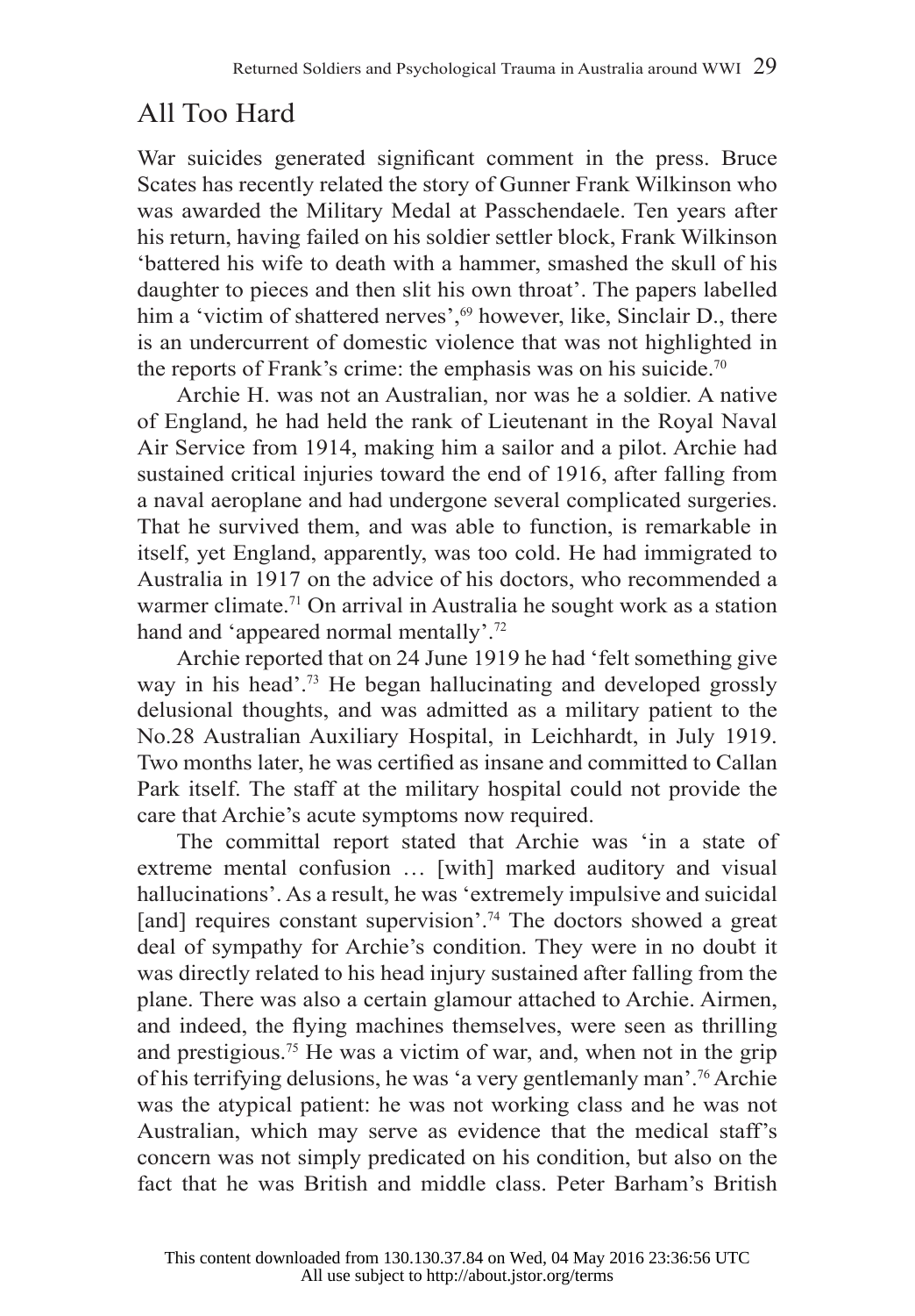## All Too Hard

War suicides generated significant comment in the press. Bruce Scates has recently related the story of Gunner Frank Wilkinson who was awarded the Military Medal at Passchendaele. Ten years after his return, having failed on his soldier settler block, Frank Wilkinson 'battered his wife to death with a hammer, smashed the skull of his daughter to pieces and then slit his own throat'. The papers labelled him a 'victim of shattered nerves',[69] however, like, Sinclair D., there is an undercurrent of domestic violence that was not highlighted in the reports of Frank's crime: the emphasis was on his suicide.[70]

Archie H. was not an Australian, nor was he a soldier. A native of England, he had held the rank of Lieutenant in the Royal Naval Air Service from 1914, making him a sailor and a pilot. Archie had sustained critical injuries toward the end of 1916, after falling from a naval aeroplane and had undergone several complicated surgeries. That he survived them, and was able to function, is remarkable in itself, yet England, apparently, was too cold. He had immigrated to Australia in 1917 on the advice of his doctors, who recommended a warmer climate.[71] On arrival in Australia he sought work as a station hand and 'appeared normal mentally'.[72]

Archie reported that on 24 June 1919 he had 'felt something give way in his head'.[73] He began hallucinating and developed grossly delusional thoughts, and was admitted as a military patient to the No.28 Australian Auxiliary Hospital, in Leichhardt, in July 1919. Two months later, he was certified as insane and committed to Callan Park itself. The staff at the military hospital could not provide the care that Archie's acute symptoms now required.

The committal report stated that Archie was 'in a state of extreme mental confusion … [with] marked auditory and visual hallucinations'. As a result, he was 'extremely impulsive and suicidal [and] requires constant supervision'.[74] The doctors showed a great deal of sympathy for Archie's condition. They were in no doubt it was directly related to his head injury sustained after falling from the plane. There was also a certain glamour attached to Archie. Airmen, and indeed, the flying machines themselves, were seen as thrilling and prestigious.[75] He was a victim of war, and, when not in the grip of his terrifying delusions, he was 'a very gentlemanly man'.[76] Archie was the atypical patient: he was not working class and he was not Australian, which may serve as evidence that the medical staff's concern was not simply predicated on his condition, but also on the fact that he was British and middle class. Peter Barham's British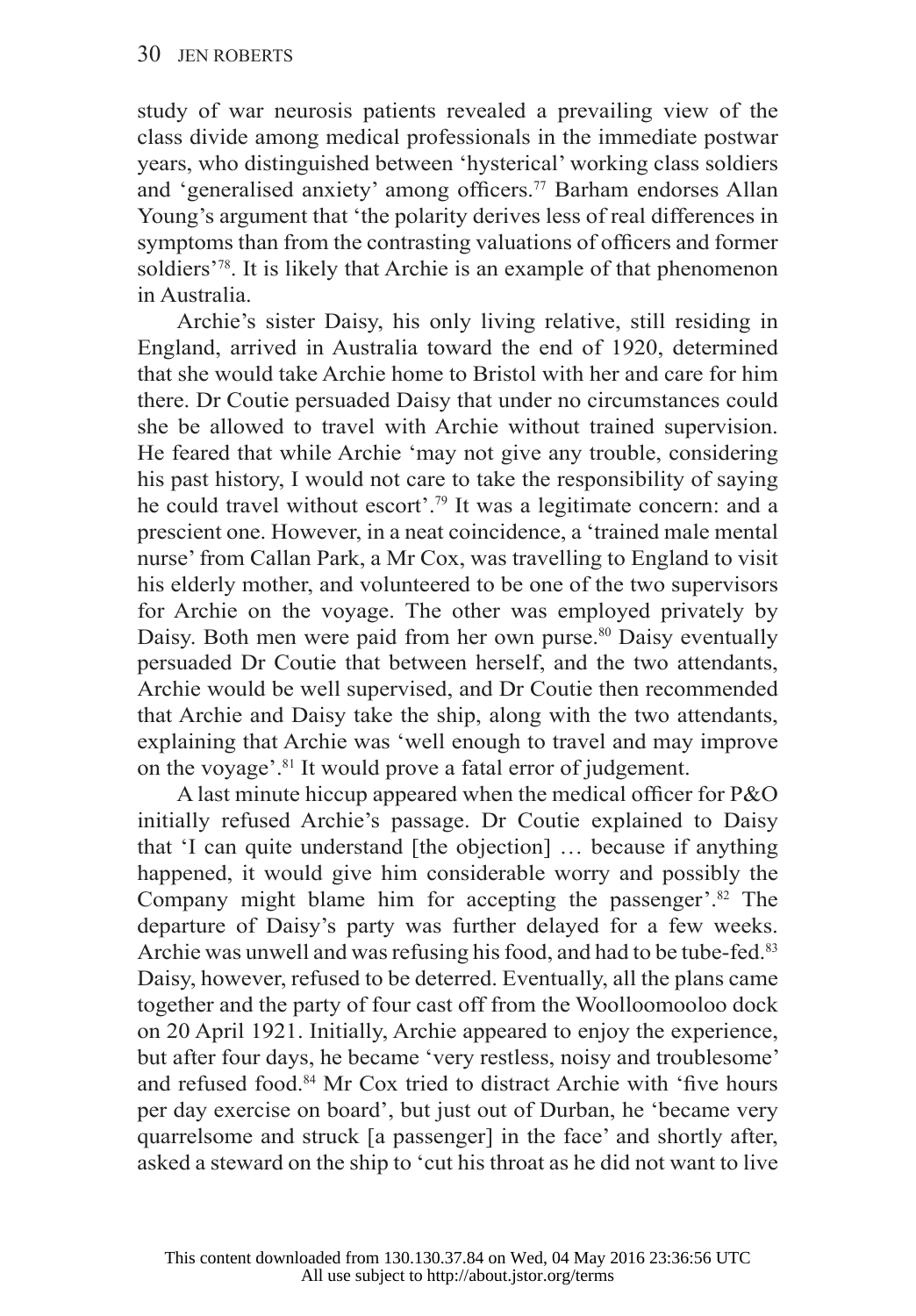study of war neurosis patients revealed a prevailing view of the class divide among medical professionals in the immediate postwar years, who distinguished between 'hysterical' working class soldiers and 'generalised anxiety' among officers.[77] Barham endorses Allan Young's argument that 'the polarity derives less of real differences in symptoms than from the contrasting valuations of officers and former soldiers'[78]. It is likely that Archie is an example of that phenomenon in Australia.

Archie's sister Daisy, his only living relative, still residing in England, arrived in Australia toward the end of 1920, determined that she would take Archie home to Bristol with her and care for him there. Dr Coutie persuaded Daisy that under no circumstances could she be allowed to travel with Archie without trained supervision. He feared that while Archie 'may not give any trouble, considering his past history, I would not care to take the responsibility of saying he could travel without escort'.[79] It was a legitimate concern: and a prescient one. However, in a neat coincidence, a 'trained male mental nurse' from Callan Park, a Mr Cox, was travelling to England to visit his elderly mother, and volunteered to be one of the two supervisors for Archie on the voyage. The other was employed privately by Daisy. Both men were paid from her own purse.[80] Daisy eventually persuaded Dr Coutie that between herself, and the two attendants, Archie would be well supervised, and Dr Coutie then recommended that Archie and Daisy take the ship, along with the two attendants, explaining that Archie was 'well enough to travel and may improve on the voyage'.[81] It would prove a fatal error of judgement.

A last minute hiccup appeared when the medical officer for P&O initially refused Archie's passage. Dr Coutie explained to Daisy that 'I can quite understand [the objection] … because if anything happened, it would give him considerable worry and possibly the Company might blame him for accepting the passenger'.[82] The departure of Daisy's party was further delayed for a few weeks. Archie was unwell and was refusing his food, and had to be tube-fed.[83] Daisy, however, refused to be deterred. Eventually, all the plans came together and the party of four cast off from the Woolloomooloo dock on 20 April 1921. Initially, Archie appeared to enjoy the experience, but after four days, he became 'very restless, noisy and troublesome' and refused food.[84] Mr Cox tried to distract Archie with 'five hours per day exercise on board', but just out of Durban, he 'became very quarrelsome and struck [a passenger] in the face' and shortly after, asked a steward on the ship to 'cut his throat as he did not want to live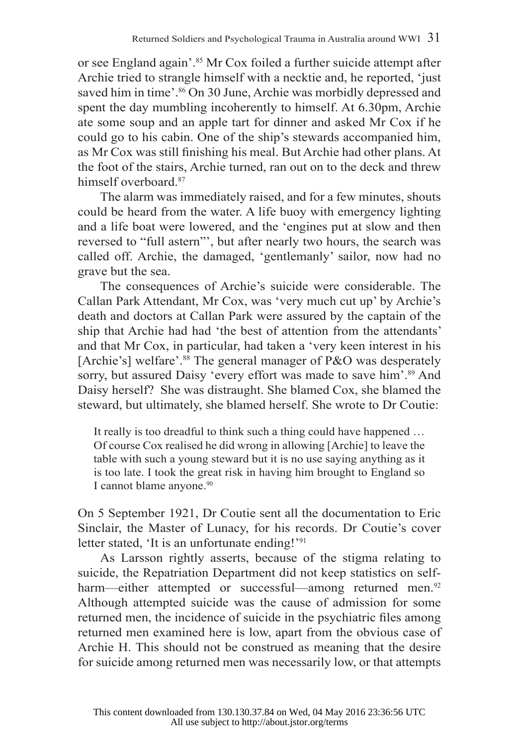or see England again'.[85] Mr Cox foiled a further suicide attempt after Archie tried to strangle himself with a necktie and, he reported, 'just saved him in time'.[86] On 30 June, Archie was morbidly depressed and spent the day mumbling incoherently to himself. At 6.30pm, Archie ate some soup and an apple tart for dinner and asked Mr Cox if he could go to his cabin. One of the ship's stewards accompanied him, as Mr Cox was still finishing his meal. But Archie had other plans. At the foot of the stairs, Archie turned, ran out on to the deck and threw himself overboard.[87]

The alarm was immediately raised, and for a few minutes, shouts could be heard from the water. A life buoy with emergency lighting and a life boat were lowered, and the 'engines put at slow and then reversed to "full astern"', but after nearly two hours, the search was called off. Archie, the damaged, 'gentlemanly' sailor, now had no grave but the sea.

The consequences of Archie's suicide were considerable. The Callan Park Attendant, Mr Cox, was 'very much cut up' by Archie's death and doctors at Callan Park were assured by the captain of the ship that Archie had had 'the best of attention from the attendants' and that Mr Cox, in particular, had taken a 'very keen interest in his [Archie's] welfare'.[88] The general manager of P&O was desperately sorry, but assured Daisy 'every effort was made to save him'.[89] And Daisy herself? She was distraught. She blamed Cox, she blamed the steward, but ultimately, she blamed herself. She wrote to Dr Coutie:

> It really is too dreadful to think such a thing could have happened … Of course Cox realised he did wrong in allowing [Archie] to leave the table with such a young steward but it is no use saying anything as it is too late. I took the great risk in having him brought to England so I cannot blame anyone.[90]

On 5 September 1921, Dr Coutie sent all the documentation to Eric Sinclair, the Master of Lunacy, for his records. Dr Coutie's cover letter stated, 'It is an unfortunate ending!'[91]

As Larsson rightly asserts, because of the stigma relating to suicide, the Repatriation Department did not keep statistics on self-harm—either attempted or successful—among returned men.[92] Although attempted suicide was the cause of admission for some returned men, the incidence of suicide in the psychiatric files among returned men examined here is low, apart from the obvious case of Archie H. This should not be construed as meaning that the desire for suicide among returned men was necessarily low, or that attempts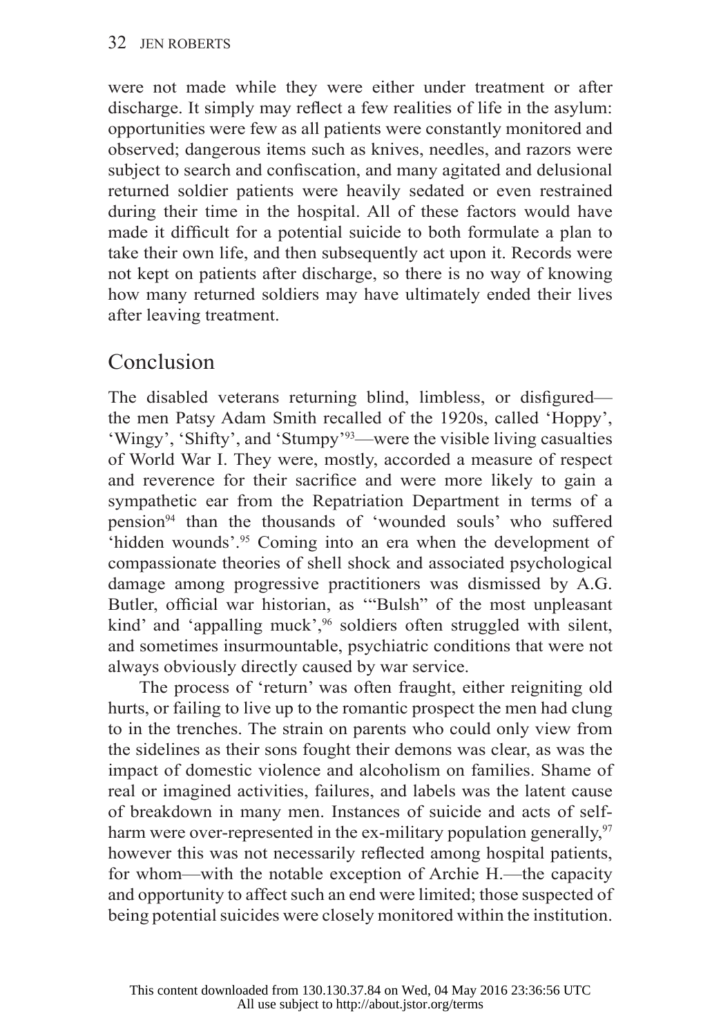were not made while they were either under treatment or after discharge. It simply may reflect a few realities of life in the asylum: opportunities were few as all patients were constantly monitored and observed; dangerous items such as knives, needles, and razors were subject to search and confiscation, and many agitated and delusional returned soldier patients were heavily sedated or even restrained during their time in the hospital. All of these factors would have made it difficult for a potential suicide to both formulate a plan to take their own life, and then subsequently act upon it. Records were not kept on patients after discharge, so there is no way of knowing how many returned soldiers may have ultimately ended their lives after leaving treatment.

## Conclusion

The disabled veterans returning blind, limbless, or disfigured—the men Patsy Adam Smith recalled of the 1920s, called 'Hoppy', 'Wingy', 'Shifty', and 'Stumpy'[93]—were the visible living casualties of World War I. They were, mostly, accorded a measure of respect and reverence for their sacrifice and were more likely to gain a sympathetic ear from the Repatriation Department in terms of a pension[94] than the thousands of 'wounded souls' who suffered 'hidden wounds'.[95] Coming into an era when the development of compassionate theories of shell shock and associated psychological damage among progressive practitioners was dismissed by A.G. Butler, official war historian, as '"Bulsh" of the most unpleasant kind' and 'appalling muck',[96] soldiers often struggled with silent, and sometimes insurmountable, psychiatric conditions that were not always obviously directly caused by war service.

The process of 'return' was often fraught, either reigniting old hurts, or failing to live up to the romantic prospect the men had clung to in the trenches. The strain on parents who could only view from the sidelines as their sons fought their demons was clear, as was the impact of domestic violence and alcoholism on families. Shame of real or imagined activities, failures, and labels was the latent cause of breakdown in many men. Instances of suicide and acts of self-harm were over-represented in the ex-military population generally,[97] however this was not necessarily reflected among hospital patients, for whom—with the notable exception of Archie H.—the capacity and opportunity to affect such an end were limited; those suspected of being potential suicides were closely monitored within the institution.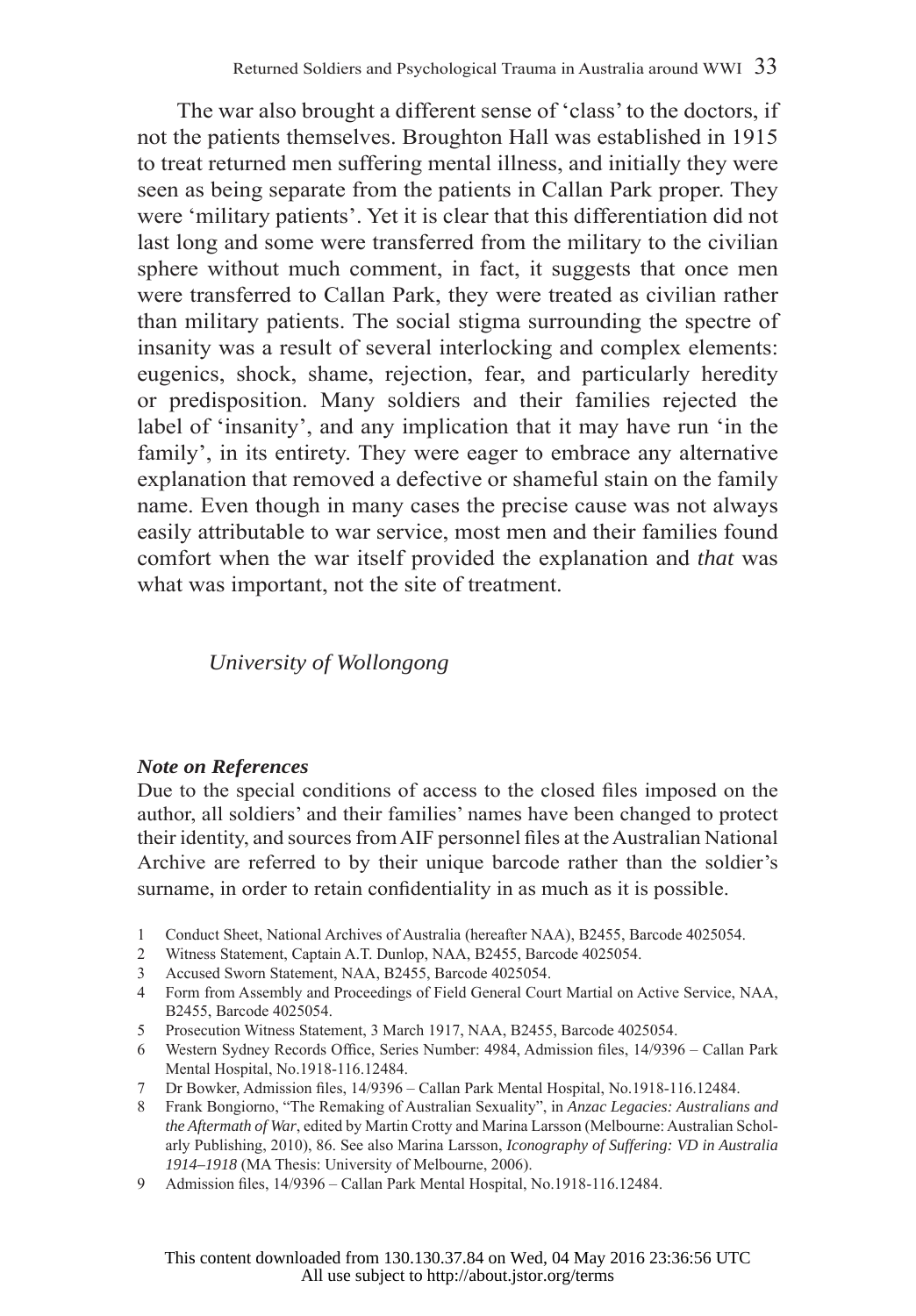The war also brought a different sense of 'class' to the doctors, if not the patients themselves. Broughton Hall was established in 1915 to treat returned men suffering mental illness, and initially they were seen as being separate from the patients in Callan Park proper. They were 'military patients'. Yet it is clear that this differentiation did not last long and some were transferred from the military to the civilian sphere without much comment, in fact, it suggests that once men were transferred to Callan Park, they were treated as civilian rather than military patients. The social stigma surrounding the spectre of insanity was a result of several interlocking and complex elements: eugenics, shock, shame, rejection, fear, and particularly heredity or predisposition. Many soldiers and their families rejected the label of 'insanity', and any implication that it may have run 'in the family', in its entirety. They were eager to embrace any alternative explanation that removed a defective or shameful stain on the family name. Even though in many cases the precise cause was not always easily attributable to war service, most men and their families found comfort when the war itself provided the explanation and *that* was what was important, not the site of treatment.

*University of Wollongong*

***Note on References***

Due to the special conditions of access to the closed files imposed on the author, all soldiers' and their families' names have been changed to protect their identity, and sources from AIF personnel files at the Australian National Archive are referred to by their unique barcode rather than the soldier's surname, in order to retain confidentiality in as much as it is possible.

1 Conduct Sheet, National Archives of Australia (hereafter NAA), B2455, Barcode 4025054.
2 Witness Statement, Captain A.T. Dunlop, NAA, B2455, Barcode 4025054.
3 Accused Sworn Statement, NAA, B2455, Barcode 4025054.
4 Form from Assembly and Proceedings of Field General Court Martial on Active Service, NAA, B2455, Barcode 4025054.
5 Prosecution Witness Statement, 3 March 1917, NAA, B2455, Barcode 4025054.
6 Western Sydney Records Office, Series Number: 4984, Admission files, 14/9396 – Callan Park Mental Hospital, No.1918-116.12484.
7 Dr Bowker, Admission files, 14/9396 – Callan Park Mental Hospital, No.1918-116.12484.
8 Frank Bongiorno, "The Remaking of Australian Sexuality", in *Anzac Legacies: Australians and the Aftermath of War*, edited by Martin Crotty and Marina Larsson (Melbourne: Australian Scholarly Publishing, 2010), 86. See also Marina Larsson, *Iconography of Suffering: VD in Australia 1914–1918* (MA Thesis: University of Melbourne, 2006).
9 Admission files, 14/9396 – Callan Park Mental Hospital, No.1918-116.12484.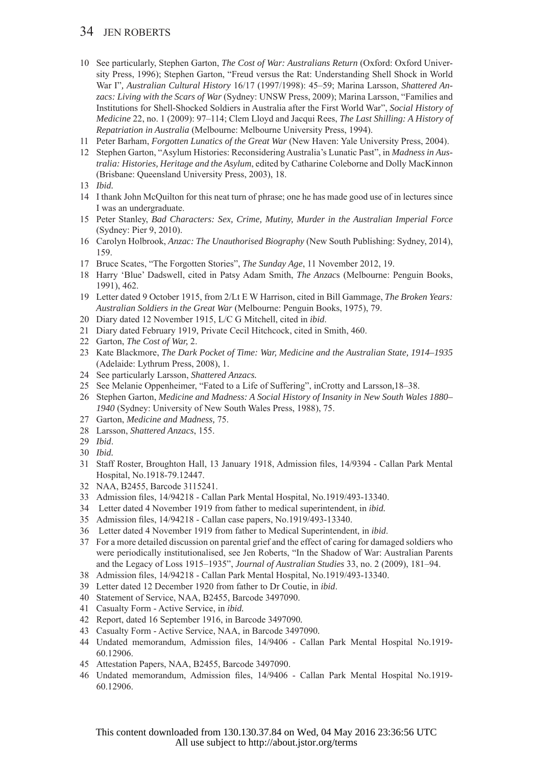10 See particularly, Stephen Garton, *The Cost of War: Australians Return* (Oxford: Oxford University Press, 1996); Stephen Garton, "Freud versus the Rat: Understanding Shell Shock in World War I", *Australian Cultural History* 16/17 (1997/1998): 45–59; Marina Larsson, *Shattered Anzacs: Living with the Scars of War* (Sydney: UNSW Press, 2009); Marina Larsson, "Families and Institutions for Shell-Shocked Soldiers in Australia after the First World War", *Social History of Medicine* 22, no. 1 (2009): 97–114; Clem Lloyd and Jacqui Rees, *The Last Shilling: A History of Repatriation in Australia* (Melbourne: Melbourne University Press, 1994).

11 Peter Barham, *Forgotten Lunatics of the Great War* (New Haven: Yale University Press, 2004).

12 Stephen Garton, "Asylum Histories: Reconsidering Australia's Lunatic Past", in *Madness in Australia: Histories, Heritage and the Asylum*, edited by Catharine Coleborne and Dolly MacKinnon (Brisbane: Queensland University Press, 2003), 18.

13 *Ibid.*

14 I thank John McQuilton for this neat turn of phrase; one he has made good use of in lectures since I was an undergraduate.

15 Peter Stanley, *Bad Characters: Sex, Crime, Mutiny, Murder in the Australian Imperial Force* (Sydney: Pier 9, 2010).

16 Carolyn Holbrook, *Anzac: The Unauthorised Biography* (New South Publishing: Sydney, 2014), 159.

17 Bruce Scates, "The Forgotten Stories", *The Sunday Age*, 11 November 2012, 19.

18 Harry 'Blue' Dadswell, cited in Patsy Adam Smith, *The Anzac*s (Melbourne: Penguin Books, 1991), 462.

19 Letter dated 9 October 1915, from 2/Lt E W Harrison, cited in Bill Gammage, *The Broken Years: Australian Soldiers in the Great War* (Melbourne: Penguin Books, 1975), 79.

20 Diary dated 12 November 1915, L/C G Mitchell, cited in *ibid*.

21 Diary dated February 1919, Private Cecil Hitchcock, cited in Smith, 460.

22 Garton, *The Cost of War,* 2.

23 Kate Blackmore, *The Dark Pocket of Time: War, Medicine and the Australian State, 1914–1935* (Adelaide: Lythrum Press, 2008), 1.

24 See particularly Larsson, *Shattered Anzacs.*

25 See Melanie Oppenheimer, "Fated to a Life of Suffering", inCrotty and Larsson*,*18–38.

26 Stephen Garton, *Medicine and Madness: A Social History of Insanity in New South Wales 1880–1940* (Sydney: University of New South Wales Press, 1988), 75.

27 Garton, *Medicine and Madness,* 75.

28 Larsson, *Shattered Anzacs*, 155.

29 *Ibid*.

30 *Ibid.*

31 Staff Roster, Broughton Hall, 13 January 1918, Admission files, 14/9394 - Callan Park Mental Hospital, No.1918-79.12447.

32 NAA, B2455, Barcode 3115241.

33 Admission files, 14/94218 - Callan Park Mental Hospital, No.1919/493-13340.

34 Letter dated 4 November 1919 from father to medical superintendent, in *ibid.*

35 Admission files, 14/94218 - Callan case papers, No.1919/493-13340.

36 Letter dated 4 November 1919 from father to Medical Superintendent, in *ibid*.

37 For a more detailed discussion on parental grief and the effect of caring for damaged soldiers who were periodically institutionalised, see Jen Roberts, "In the Shadow of War: Australian Parents and the Legacy of Loss 1915–1935", *Journal of Australian Studies* 33, no. 2 (2009), 181–94.

38 Admission files, 14/94218 - Callan Park Mental Hospital, No.1919/493-13340.

39 Letter dated 12 December 1920 from father to Dr Coutie, in *ibid*.

40 Statement of Service, NAA, B2455, Barcode 3497090.

41 Casualty Form - Active Service, in *ibid.*

42 Report, dated 16 September 1916, in Barcode 3497090.

43 Casualty Form - Active Service, NAA, in Barcode 3497090.

44 Undated memorandum, Admission files, 14/9406 - Callan Park Mental Hospital No.1919-60.12906.

45 Attestation Papers, NAA, B2455, Barcode 3497090.

46 Undated memorandum, Admission files, 14/9406 - Callan Park Mental Hospital No.1919-60.12906.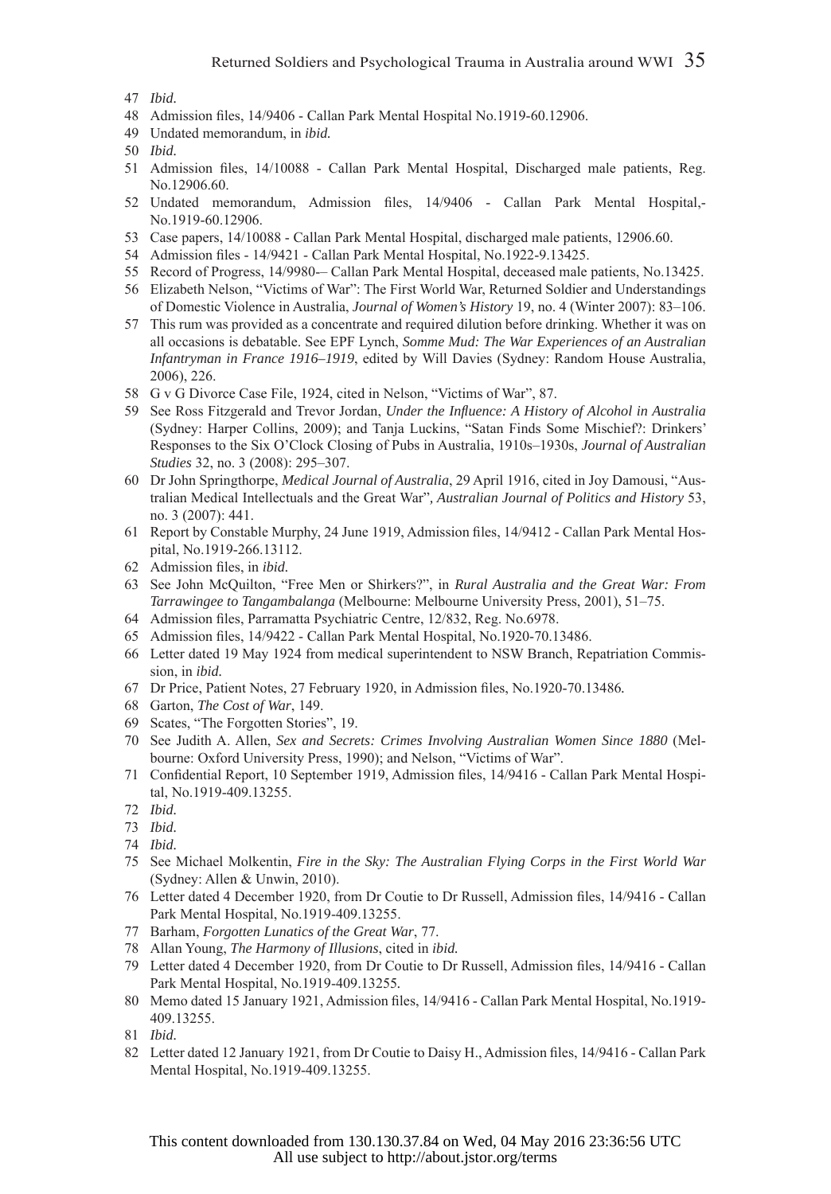47 *Ibid.*

48 Admission files, 14/9406 - Callan Park Mental Hospital No.1919-60.12906.

49 Undated memorandum, in *ibid.*

50 *Ibid.*

51 Admission files, 14/10088 - Callan Park Mental Hospital, Discharged male patients, Reg. No.12906.60.

52 Undated memorandum, Admission files, 14/9406 - Callan Park Mental Hospital,- No.1919-60.12906.

53 Case papers, 14/10088 - Callan Park Mental Hospital, discharged male patients, 12906.60.

54 Admission files - 14/9421 - Callan Park Mental Hospital, No.1922-9.13425.

55 Record of Progress, 14/9980-– Callan Park Mental Hospital, deceased male patients, No.13425.

56 Elizabeth Nelson, "Victims of War": The First World War, Returned Soldier and Understandings of Domestic Violence in Australia, *Journal of Women's History* 19, no. 4 (Winter 2007): 83–106.

57 This rum was provided as a concentrate and required dilution before drinking. Whether it was on all occasions is debatable. See EPF Lynch, *Somme Mud: The War Experiences of an Australian Infantryman in France 1916–1919*, edited by Will Davies (Sydney: Random House Australia, 2006), 226.

58 G v G Divorce Case File, 1924, cited in Nelson, "Victims of War", 87.

59 See Ross Fitzgerald and Trevor Jordan, *Under the Influence: A History of Alcohol in Australia* (Sydney: Harper Collins, 2009); and Tanja Luckins, "Satan Finds Some Mischief?: Drinkers' Responses to the Six O'Clock Closing of Pubs in Australia, 1910s–1930s, *Journal of Australian Studies* 32, no. 3 (2008): 295–307.

60 Dr John Springthorpe, *Medical Journal of Australia*, 29 April 1916, cited in Joy Damousi, "Australian Medical Intellectuals and the Great War", *Australian Journal of Politics and History* 53, no. 3 (2007): 441.

61 Report by Constable Murphy, 24 June 1919, Admission files, 14/9412 - Callan Park Mental Hospital, No.1919-266.13112.

62 Admission files, in *ibid.*

63 See John McQuilton, "Free Men or Shirkers?", in *Rural Australia and the Great War: From Tarrawingee to Tangambalanga* (Melbourne: Melbourne University Press, 2001), 51–75.

64 Admission files, Parramatta Psychiatric Centre, 12/832, Reg. No.6978.

65 Admission files, 14/9422 - Callan Park Mental Hospital, No.1920-70.13486.

66 Letter dated 19 May 1924 from medical superintendent to NSW Branch, Repatriation Commission, in *ibid.*

67 Dr Price, Patient Notes, 27 February 1920, in Admission files, No.1920-70.13486.

68 Garton, *The Cost of War*, 149.

69 Scates, "The Forgotten Stories", 19.

70 See Judith A. Allen, *Sex and Secrets: Crimes Involving Australian Women Since 1880* (Melbourne: Oxford University Press, 1990); and Nelson, "Victims of War".

71 Confidential Report, 10 September 1919, Admission files, 14/9416 - Callan Park Mental Hospital, No.1919-409.13255.

72 *Ibid.*

73 *Ibid.*

74 *Ibid.*

75 See Michael Molkentin, *Fire in the Sky: The Australian Flying Corps in the First World War* (Sydney: Allen & Unwin, 2010).

76 Letter dated 4 December 1920, from Dr Coutie to Dr Russell, Admission files, 14/9416 - Callan Park Mental Hospital, No.1919-409.13255.

77 Barham, *Forgotten Lunatics of the Great War*, 77.

78 Allan Young, *The Harmony of Illusions*, cited in *ibid.*

79 Letter dated 4 December 1920, from Dr Coutie to Dr Russell, Admission files, 14/9416 - Callan Park Mental Hospital, No.1919-409.13255.

80 Memo dated 15 January 1921, Admission files, 14/9416 - Callan Park Mental Hospital, No.1919-409.13255.

81 *Ibid.*

82 Letter dated 12 January 1921, from Dr Coutie to Daisy H., Admission files, 14/9416 - Callan Park Mental Hospital, No.1919-409.13255.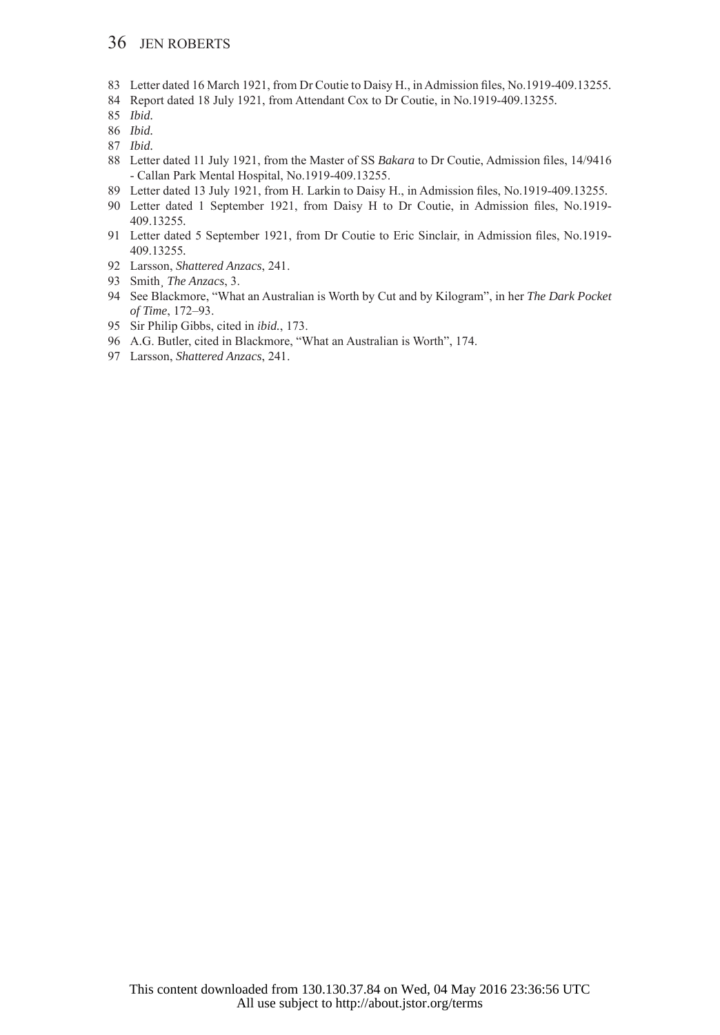83 Letter dated 16 March 1921, from Dr Coutie to Daisy H., in Admission files, No.1919-409.13255.
84 Report dated 18 July 1921, from Attendant Cox to Dr Coutie, in No.1919-409.13255.
85 *Ibid.*
86 *Ibid.*
87 *Ibid.*
88 Letter dated 11 July 1921, from the Master of SS *Bakara* to Dr Coutie, Admission files, 14/9416 - Callan Park Mental Hospital, No.1919-409.13255.
89 Letter dated 13 July 1921, from H. Larkin to Daisy H., in Admission files, No.1919-409.13255.
90 Letter dated 1 September 1921, from Daisy H to Dr Coutie, in Admission files, No.1919-409.13255.
91 Letter dated 5 September 1921, from Dr Coutie to Eric Sinclair, in Admission files, No.1919-409.13255.
92 Larsson, *Shattered Anzacs*, 241.
93 Smith¸ *The Anzacs*, 3.
94 See Blackmore, "What an Australian is Worth by Cut and by Kilogram", in her *The Dark Pocket of Time*, 172–93.
95 Sir Philip Gibbs, cited in *ibid.*, 173.
96 A.G. Butler, cited in Blackmore, "What an Australian is Worth", 174.
97 Larsson, *Shattered Anzacs*, 241.